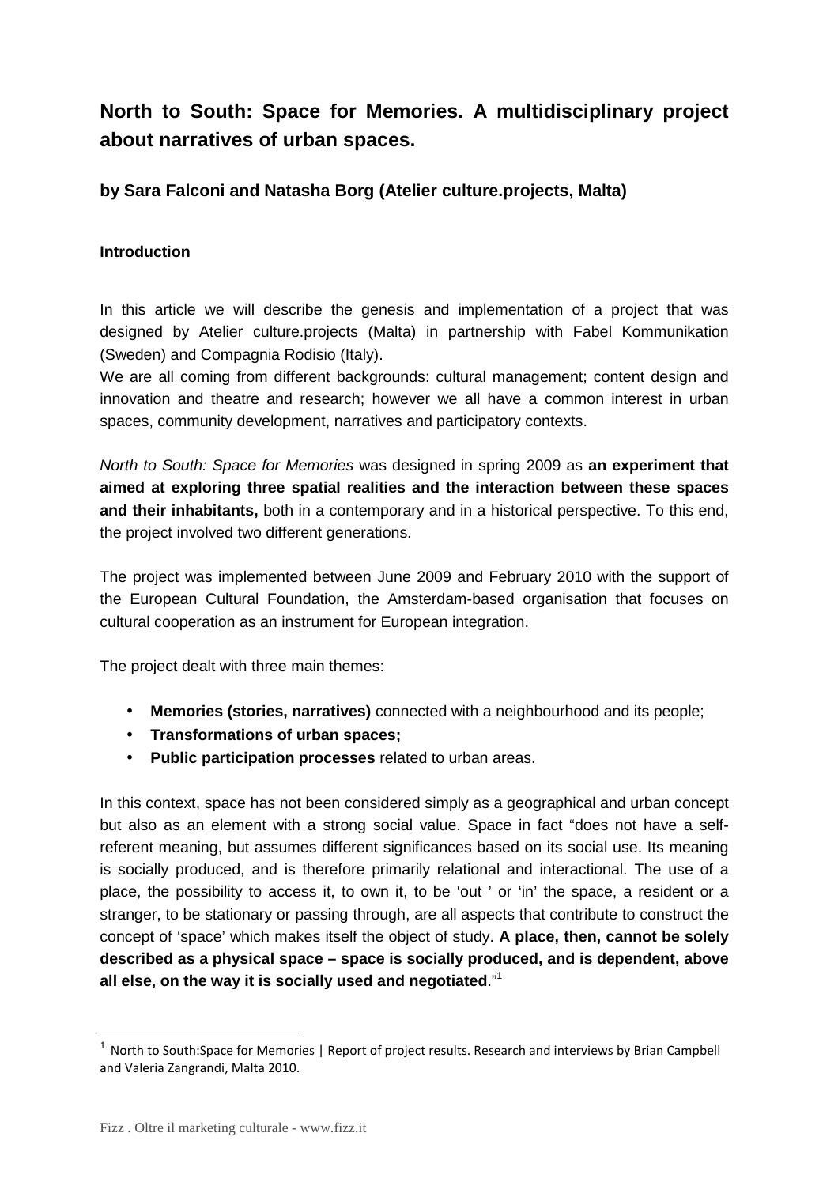# North to South: Space for Memories. A multidisciplinary project about narratives of urban spaces.

### by Sara Falconi and Natasha Borg (Atelier culture.projects, Malta)

#### Introduction

In this article we will describe the genesis and implementation of a project that was designed by Atelier culture.projects (Malta) in partnership with Fabel Kommunikation (Sweden) and Compagnia Rodisio (Italy).
We are all coming from different backgrounds: cultural management; content design and innovation and theatre and research; however we all have a common interest in urban spaces, community development, narratives and participatory contexts.

*North to South: Space for Memories* was designed in spring 2009 as **an experiment that aimed at exploring three spatial realities and the interaction between these spaces and their inhabitants,** both in a contemporary and in a historical perspective. To this end, the project involved two different generations.

The project was implemented between June 2009 and February 2010 with the support of the European Cultural Foundation, the Amsterdam-based organisation that focuses on cultural cooperation as an instrument for European integration.

The project dealt with three main themes:

- **Memories (stories, narratives)** connected with a neighbourhood and its people;
- **Transformations of urban spaces;**
- **Public participation processes** related to urban areas.

In this context, space has not been considered simply as a geographical and urban concept but also as an element with a strong social value. Space in fact "does not have a self-referent meaning, but assumes different significances based on its social use. Its meaning is socially produced, and is therefore primarily relational and interactional. The use of a place, the possibility to access it, to own it, to be 'out ' or 'in' the space, a resident or a stranger, to be stationary or passing through, are all aspects that contribute to construct the concept of 'space' which makes itself the object of study. **A place, then, cannot be solely described as a physical space – space is socially produced, and is dependent, above all else, on the way it is socially used and negotiated**."[1]

---

[1] North to South:Space for Memories | Report of project results. Research and interviews by Brian Campbell and Valeria Zangrandi, Malta 2010.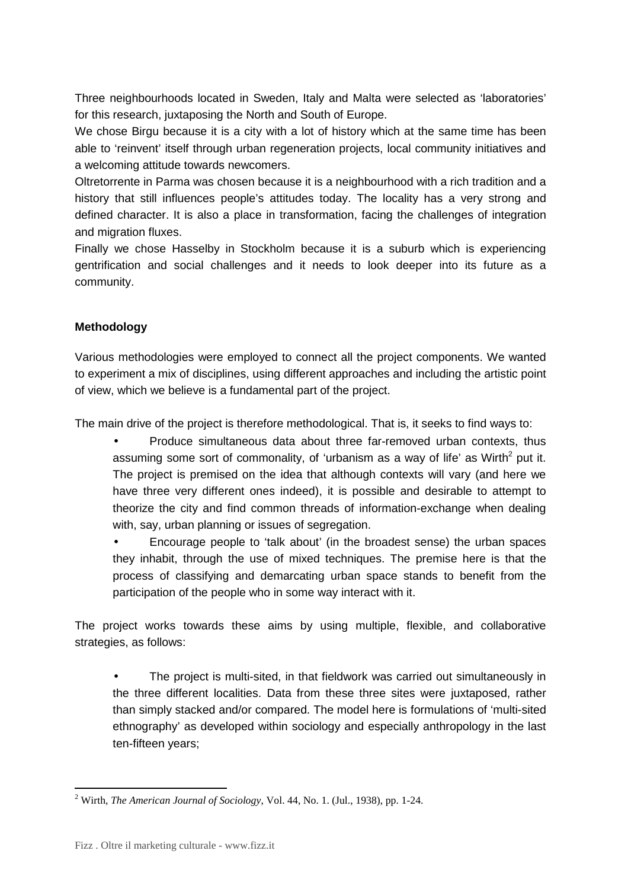Three neighbourhoods located in Sweden, Italy and Malta were selected as 'laboratories' for this research, juxtaposing the North and South of Europe.

We chose Birgu because it is a city with a lot of history which at the same time has been able to 'reinvent' itself through urban regeneration projects, local community initiatives and a welcoming attitude towards newcomers.

Oltretorrente in Parma was chosen because it is a neighbourhood with a rich tradition and a history that still influences people's attitudes today. The locality has a very strong and defined character. It is also a place in transformation, facing the challenges of integration and migration fluxes.

Finally we chose Hasselby in Stockholm because it is a suburb which is experiencing gentrification and social challenges and it needs to look deeper into its future as a community.

**Methodology**

Various methodologies were employed to connect all the project components. We wanted to experiment a mix of disciplines, using different approaches and including the artistic point of view, which we believe is a fundamental part of the project.

The main drive of the project is therefore methodological. That is, it seeks to find ways to:

- Produce simultaneous data about three far-removed urban contexts, thus assuming some sort of commonality, of 'urbanism as a way of life' as Wirth[2] put it. The project is premised on the idea that although contexts will vary (and here we have three very different ones indeed), it is possible and desirable to attempt to theorize the city and find common threads of information-exchange when dealing with, say, urban planning or issues of segregation.
- Encourage people to 'talk about' (in the broadest sense) the urban spaces they inhabit, through the use of mixed techniques. The premise here is that the process of classifying and demarcating urban space stands to benefit from the participation of the people who in some way interact with it.

The project works towards these aims by using multiple, flexible, and collaborative strategies, as follows:

- The project is multi-sited, in that fieldwork was carried out simultaneously in the three different localities. Data from these three sites were juxtaposed, rather than simply stacked and/or compared. The model here is formulations of 'multi-sited ethnography' as developed within sociology and especially anthropology in the last ten-fifteen years;

[2] Wirth, *The American Journal of Sociology*, Vol. 44, No. 1. (Jul., 1938), pp. 1-24.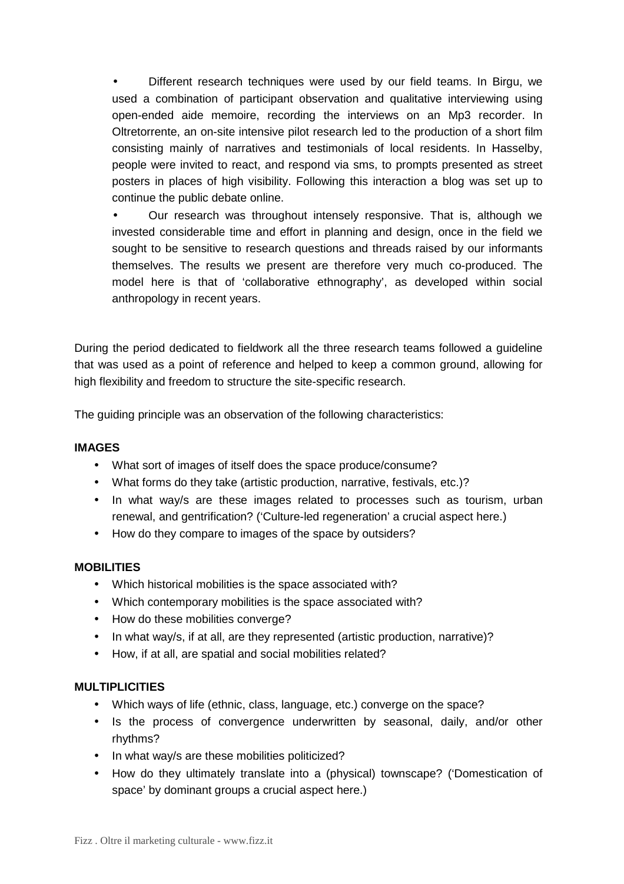- Different research techniques were used by our field teams. In Birgu, we used a combination of participant observation and qualitative interviewing using open-ended aide memoire, recording the interviews on an Mp3 recorder. In Oltretorrente, an on-site intensive pilot research led to the production of a short film consisting mainly of narratives and testimonials of local residents. In Hasselby, people were invited to react, and respond via sms, to prompts presented as street posters in places of high visibility. Following this interaction a blog was set up to continue the public debate online.
- Our research was throughout intensely responsive. That is, although we invested considerable time and effort in planning and design, once in the field we sought to be sensitive to research questions and threads raised by our informants themselves. The results we present are therefore very much co-produced. The model here is that of 'collaborative ethnography', as developed within social anthropology in recent years.

During the period dedicated to fieldwork all the three research teams followed a guideline that was used as a point of reference and helped to keep a common ground, allowing for high flexibility and freedom to structure the site-specific research.

The guiding principle was an observation of the following characteristics:

**IMAGES**

- What sort of images of itself does the space produce/consume?
- What forms do they take (artistic production, narrative, festivals, etc.)?
- In what way/s are these images related to processes such as tourism, urban renewal, and gentrification? ('Culture-led regeneration' a crucial aspect here.)
- How do they compare to images of the space by outsiders?

**MOBILITIES**

- Which historical mobilities is the space associated with?
- Which contemporary mobilities is the space associated with?
- How do these mobilities converge?
- In what way/s, if at all, are they represented (artistic production, narrative)?
- How, if at all, are spatial and social mobilities related?

**MULTIPLICITIES**

- Which ways of life (ethnic, class, language, etc.) converge on the space?
- Is the process of convergence underwritten by seasonal, daily, and/or other rhythms?
- In what way/s are these mobilities politicized?
- How do they ultimately translate into a (physical) townscape? ('Domestication of space' by dominant groups a crucial aspect here.)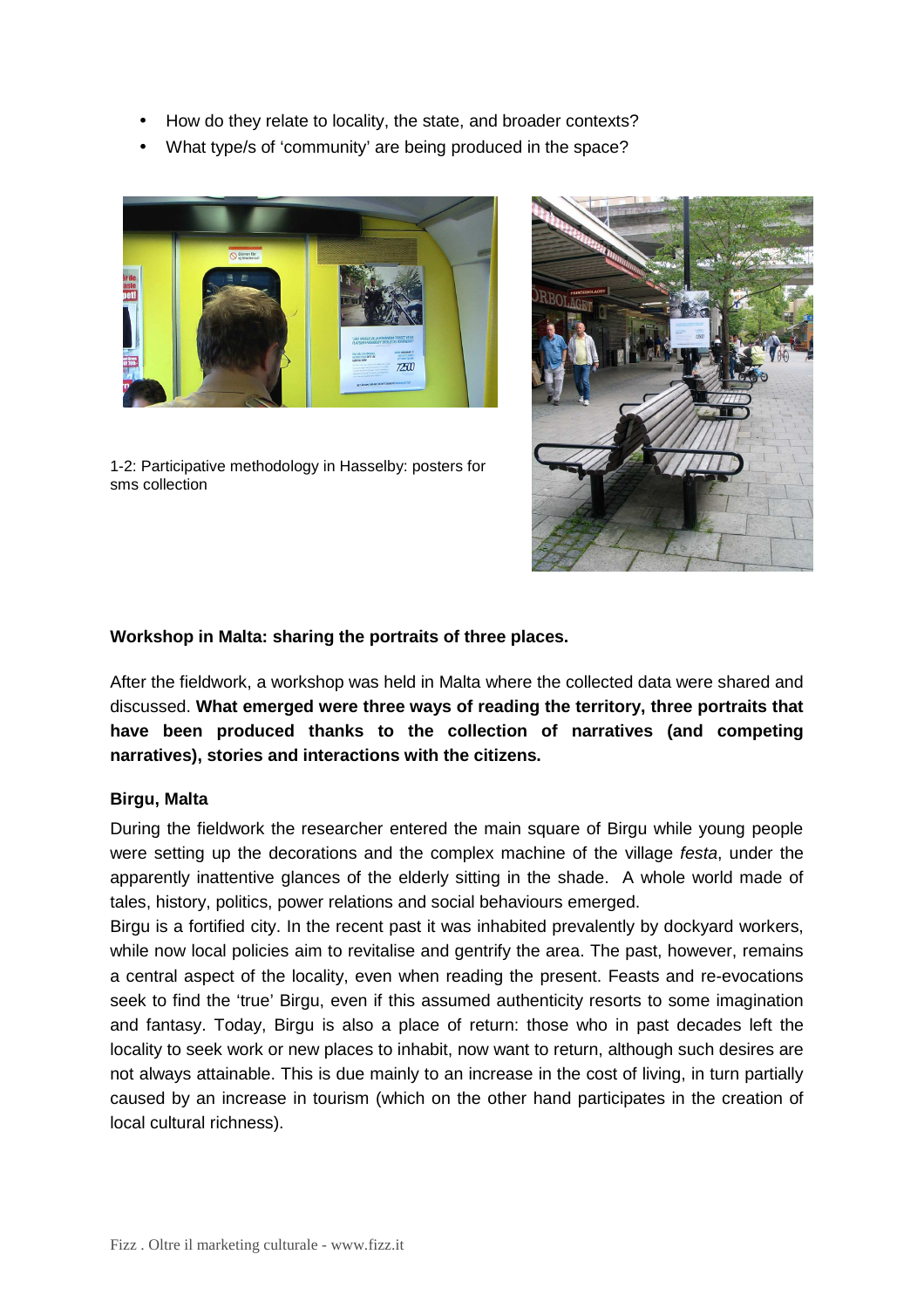- How do they relate to locality, the state, and broader contexts?
- What type/s of 'community' are being produced in the space?

1-2: Participative methodology in Hasselby: posters for sms collection

**Workshop in Malta: sharing the portraits of three places.**

After the fieldwork, a workshop was held in Malta where the collected data were shared and discussed. **What emerged were three ways of reading the territory, three portraits that have been produced thanks to the collection of narratives (and competing narratives), stories and interactions with the citizens.**

**Birgu, Malta**

During the fieldwork the researcher entered the main square of Birgu while young people were setting up the decorations and the complex machine of the village *festa*, under the apparently inattentive glances of the elderly sitting in the shade. A whole world made of tales, history, politics, power relations and social behaviours emerged.

Birgu is a fortified city. In the recent past it was inhabited prevalently by dockyard workers, while now local policies aim to revitalise and gentrify the area. The past, however, remains a central aspect of the locality, even when reading the present. Feasts and re-evocations seek to find the 'true' Birgu, even if this assumed authenticity resorts to some imagination and fantasy. Today, Birgu is also a place of return: those who in past decades left the locality to seek work or new places to inhabit, now want to return, although such desires are not always attainable. This is due mainly to an increase in the cost of living, in turn partially caused by an increase in tourism (which on the other hand participates in the creation of local cultural richness).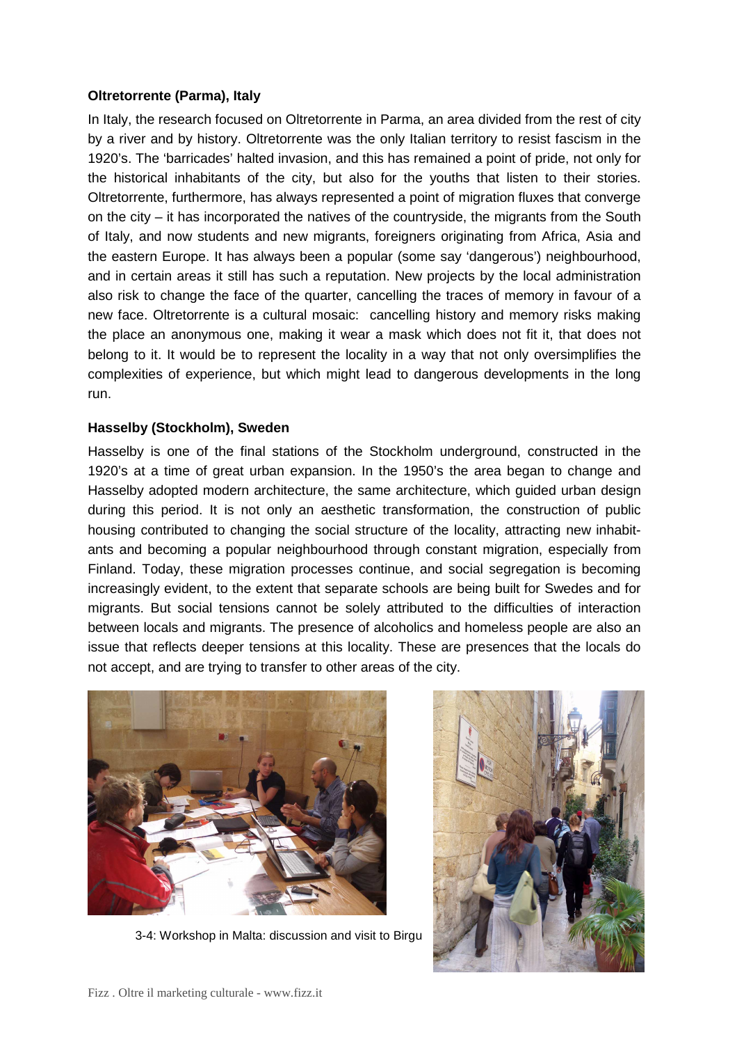**Oltretorrente (Parma), Italy**

In Italy, the research focused on Oltretorrente in Parma, an area divided from the rest of city by a river and by history. Oltretorrente was the only Italian territory to resist fascism in the 1920's. The 'barricades' halted invasion, and this has remained a point of pride, not only for the historical inhabitants of the city, but also for the youths that listen to their stories. Oltretorrente, furthermore, has always represented a point of migration fluxes that converge on the city – it has incorporated the natives of the countryside, the migrants from the South of Italy, and now students and new migrants, foreigners originating from Africa, Asia and the eastern Europe. It has always been a popular (some say 'dangerous') neighbourhood, and in certain areas it still has such a reputation. New projects by the local administration also risk to change the face of the quarter, cancelling the traces of memory in favour of a new face. Oltretorrente is a cultural mosaic: cancelling history and memory risks making the place an anonymous one, making it wear a mask which does not fit it, that does not belong to it. It would be to represent the locality in a way that not only oversimplifies the complexities of experience, but which might lead to dangerous developments in the long run.

**Hasselby (Stockholm), Sweden**

Hasselby is one of the final stations of the Stockholm underground, constructed in the 1920's at a time of great urban expansion. In the 1950's the area began to change and Hasselby adopted modern architecture, the same architecture, which guided urban design during this period. It is not only an aesthetic transformation, the construction of public housing contributed to changing the social structure of the locality, attracting new inhabitants and becoming a popular neighbourhood through constant migration, especially from Finland. Today, these migration processes continue, and social segregation is becoming increasingly evident, to the extent that separate schools are being built for Swedes and for migrants. But social tensions cannot be solely attributed to the difficulties of interaction between locals and migrants. The presence of alcoholics and homeless people are also an issue that reflects deeper tensions at this locality. These are presences that the locals do not accept, and are trying to transfer to other areas of the city.

3-4: Workshop in Malta: discussion and visit to Birgu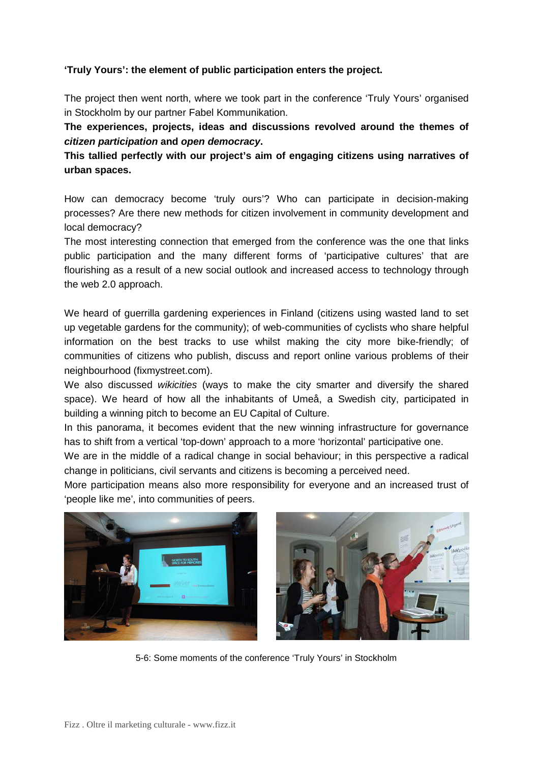**'Truly Yours': the element of public participation enters the project.**

The project then went north, where we took part in the conference 'Truly Yours' organised in Stockholm by our partner Fabel Kommunikation.

**The experiences, projects, ideas and discussions revolved around the themes of *citizen participation* and *open democracy*.**

**This tallied perfectly with our project's aim of engaging citizens using narratives of urban spaces.**

How can democracy become 'truly ours'? Who can participate in decision-making processes? Are there new methods for citizen involvement in community development and local democracy?

The most interesting connection that emerged from the conference was the one that links public participation and the many different forms of 'participative cultures' that are flourishing as a result of a new social outlook and increased access to technology through the web 2.0 approach.

We heard of guerrilla gardening experiences in Finland (citizens using wasted land to set up vegetable gardens for the community); of web-communities of cyclists who share helpful information on the best tracks to use whilst making the city more bike-friendly; of communities of citizens who publish, discuss and report online various problems of their neighbourhood (fixmystreet.com).

We also discussed *wikicities* (ways to make the city smarter and diversify the shared space). We heard of how all the inhabitants of Umeå, a Swedish city, participated in building a winning pitch to become an EU Capital of Culture.

In this panorama, it becomes evident that the new winning infrastructure for governance has to shift from a vertical 'top-down' approach to a more 'horizontal' participative one.

We are in the middle of a radical change in social behaviour; in this perspective a radical change in politicians, civil servants and citizens is becoming a perceived need.

More participation means also more responsibility for everyone and an increased trust of 'people like me', into communities of peers.

5-6: Some moments of the conference 'Truly Yours' in Stockholm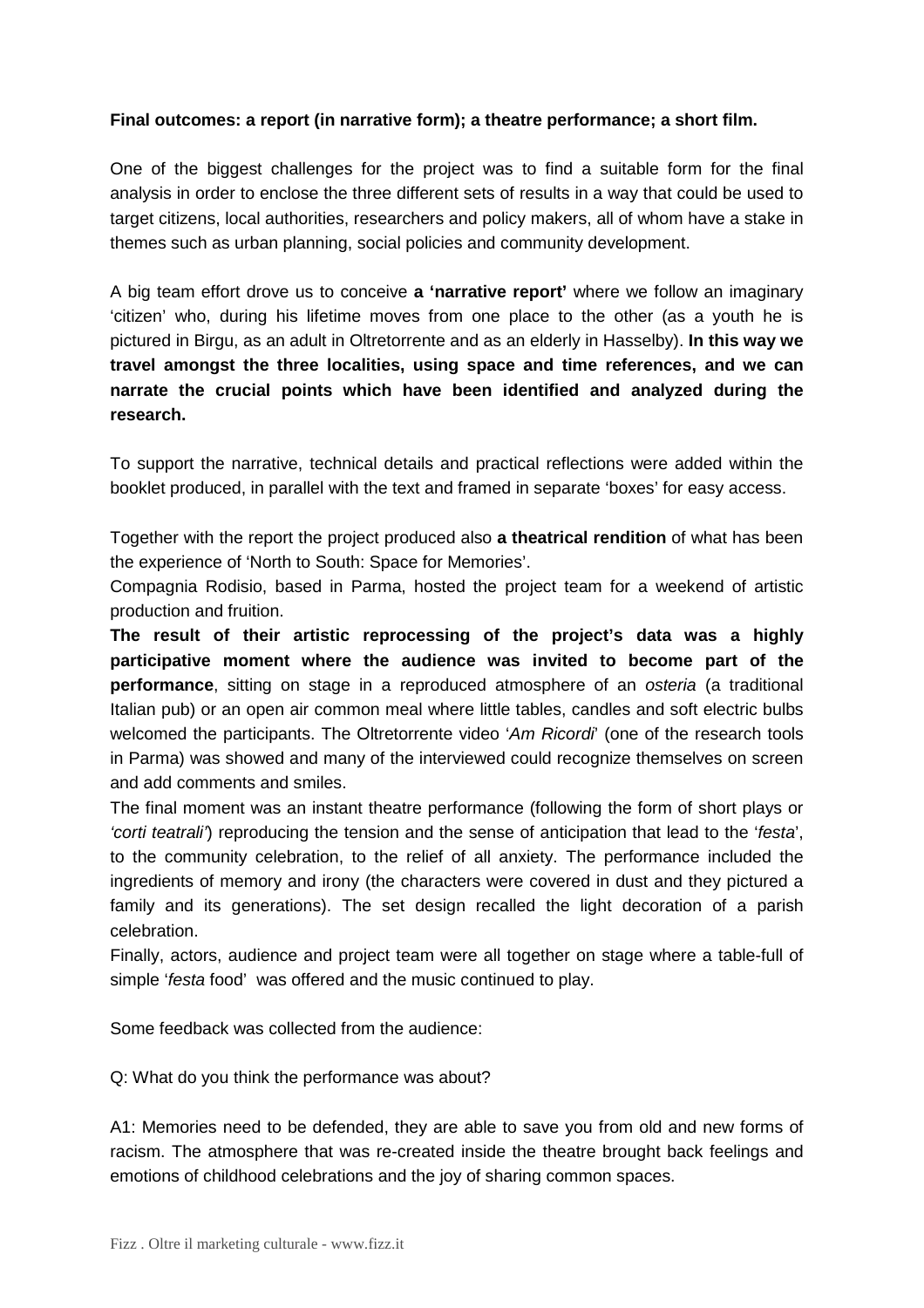**Final outcomes: a report (in narrative form); a theatre performance; a short film.**

One of the biggest challenges for the project was to find a suitable form for the final analysis in order to enclose the three different sets of results in a way that could be used to target citizens, local authorities, researchers and policy makers, all of whom have a stake in themes such as urban planning, social policies and community development.

A big team effort drove us to conceive **a 'narrative report'** where we follow an imaginary 'citizen' who, during his lifetime moves from one place to the other (as a youth he is pictured in Birgu, as an adult in Oltretorrente and as an elderly in Hasselby). **In this way we travel amongst the three localities, using space and time references, and we can narrate the crucial points which have been identified and analyzed during the research.**

To support the narrative, technical details and practical reflections were added within the booklet produced, in parallel with the text and framed in separate 'boxes' for easy access.

Together with the report the project produced also **a theatrical rendition** of what has been the experience of 'North to South: Space for Memories'.

Compagnia Rodisio, based in Parma, hosted the project team for a weekend of artistic production and fruition.

**The result of their artistic reprocessing of the project's data was a highly participative moment where the audience was invited to become part of the performance**, sitting on stage in a reproduced atmosphere of an *osteria* (a traditional Italian pub) or an open air common meal where little tables, candles and soft electric bulbs welcomed the participants. The Oltretorrente video '*Am Ricordi*' (one of the research tools in Parma) was showed and many of the interviewed could recognize themselves on screen and add comments and smiles.

The final moment was an instant theatre performance (following the form of short plays or *'corti teatrali'*) reproducing the tension and the sense of anticipation that lead to the '*festa*', to the community celebration, to the relief of all anxiety. The performance included the ingredients of memory and irony (the characters were covered in dust and they pictured a family and its generations). The set design recalled the light decoration of a parish celebration.

Finally, actors, audience and project team were all together on stage where a table-full of simple '*festa* food' was offered and the music continued to play.

Some feedback was collected from the audience:

Q: What do you think the performance was about?

A1: Memories need to be defended, they are able to save you from old and new forms of racism. The atmosphere that was re-created inside the theatre brought back feelings and emotions of childhood celebrations and the joy of sharing common spaces.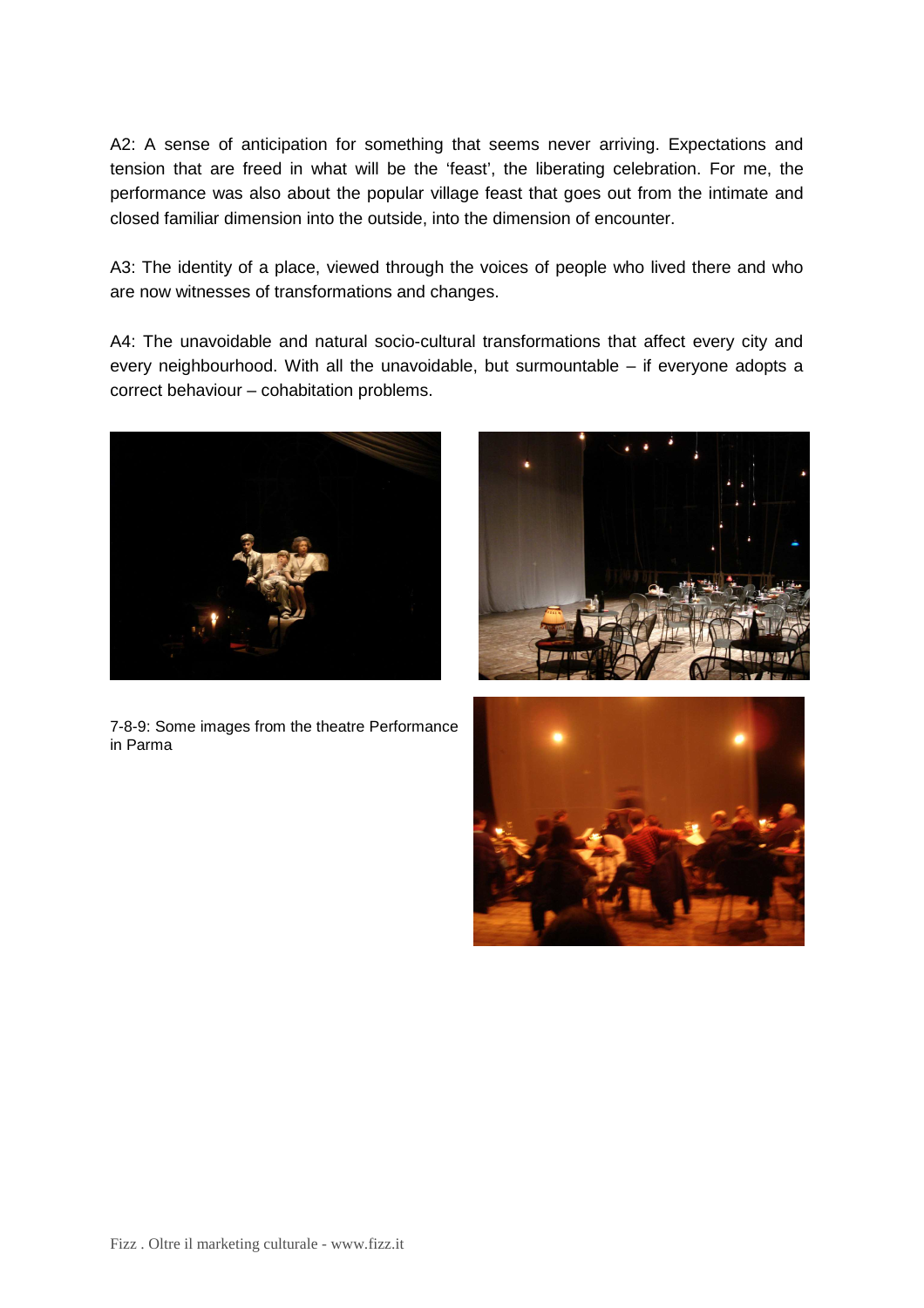A2: A sense of anticipation for something that seems never arriving. Expectations and tension that are freed in what will be the 'feast', the liberating celebration. For me, the performance was also about the popular village feast that goes out from the intimate and closed familiar dimension into the outside, into the dimension of encounter.

A3: The identity of a place, viewed through the voices of people who lived there and who are now witnesses of transformations and changes.

A4: The unavoidable and natural socio-cultural transformations that affect every city and every neighbourhood. With all the unavoidable, but surmountable – if everyone adopts a correct behaviour – cohabitation problems.

7-8-9: Some images from the theatre Performance in Parma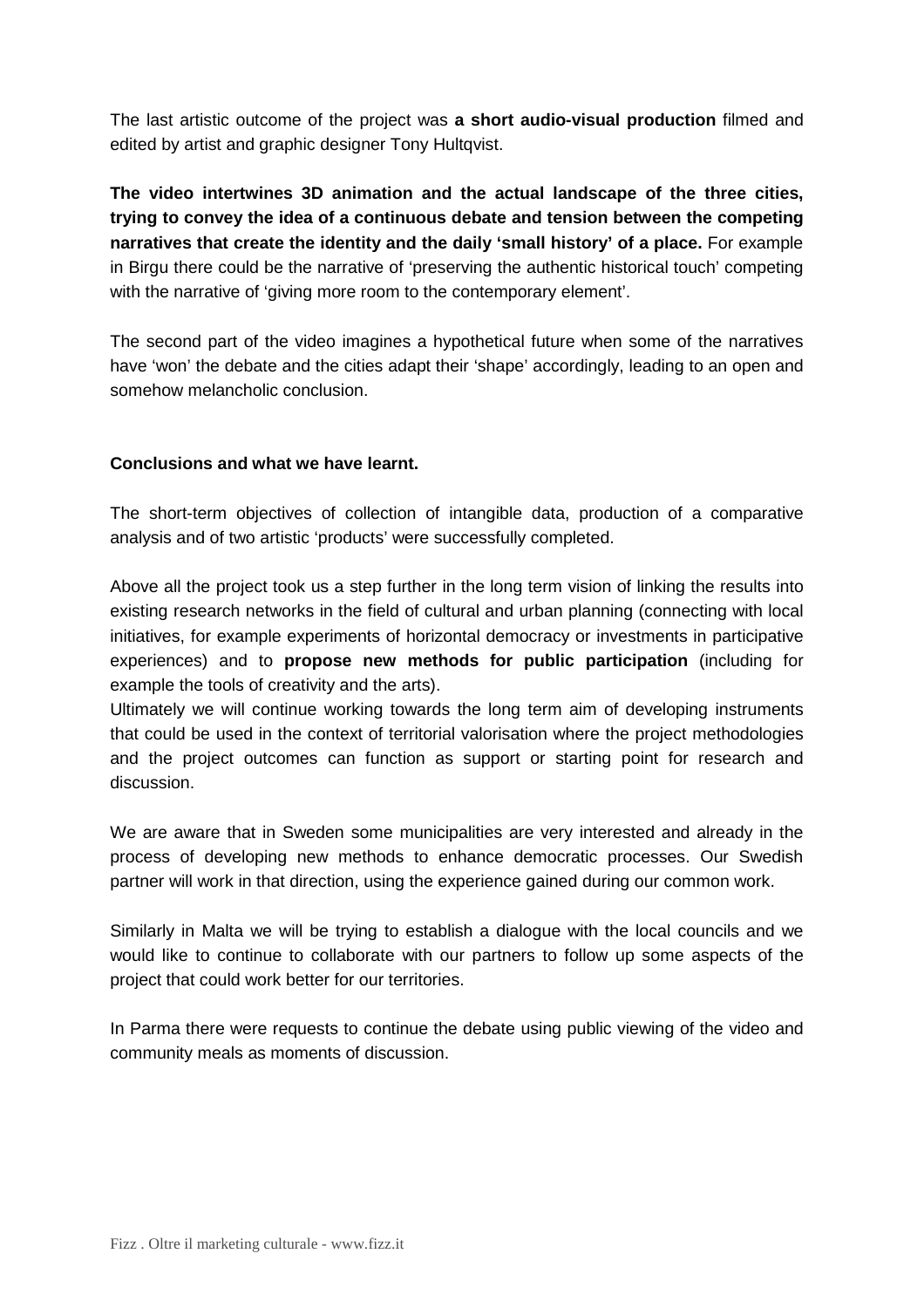The last artistic outcome of the project was **a short audio-visual production** filmed and edited by artist and graphic designer Tony Hultqvist.

**The video intertwines 3D animation and the actual landscape of the three cities, trying to convey the idea of a continuous debate and tension between the competing narratives that create the identity and the daily 'small history' of a place.** For example in Birgu there could be the narrative of 'preserving the authentic historical touch' competing with the narrative of 'giving more room to the contemporary element'.

The second part of the video imagines a hypothetical future when some of the narratives have 'won' the debate and the cities adapt their 'shape' accordingly, leading to an open and somehow melancholic conclusion.

**Conclusions and what we have learnt.**

The short-term objectives of collection of intangible data, production of a comparative analysis and of two artistic 'products' were successfully completed.

Above all the project took us a step further in the long term vision of linking the results into existing research networks in the field of cultural and urban planning (connecting with local initiatives, for example experiments of horizontal democracy or investments in participative experiences) and to **propose new methods for public participation** (including for example the tools of creativity and the arts).
Ultimately we will continue working towards the long term aim of developing instruments that could be used in the context of territorial valorisation where the project methodologies and the project outcomes can function as support or starting point for research and discussion.

We are aware that in Sweden some municipalities are very interested and already in the process of developing new methods to enhance democratic processes. Our Swedish partner will work in that direction, using the experience gained during our common work.

Similarly in Malta we will be trying to establish a dialogue with the local councils and we would like to continue to collaborate with our partners to follow up some aspects of the project that could work better for our territories.

In Parma there were requests to continue the debate using public viewing of the video and community meals as moments of discussion.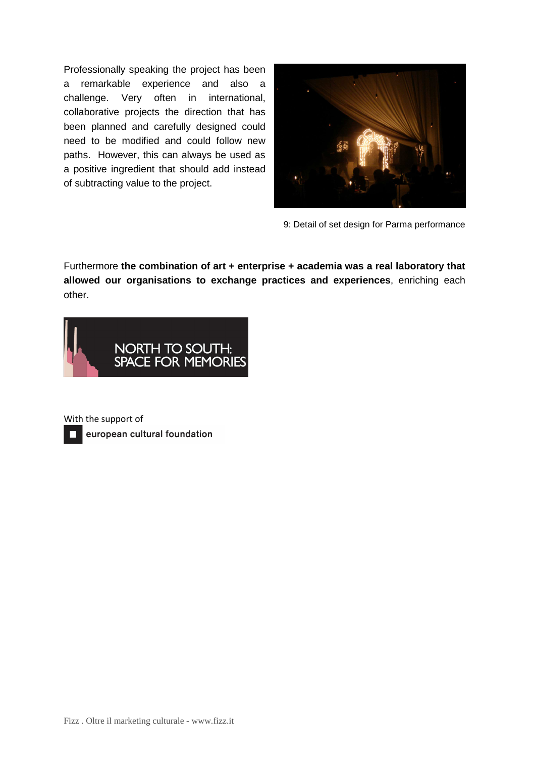Professionally speaking the project has been a remarkable experience and also a challenge. Very often in international, collaborative projects the direction that has been planned and carefully designed could need to be modified and could follow new paths. However, this can always be used as a positive ingredient that should add instead of subtracting value to the project.

9: Detail of set design for Parma performance

Furthermore **the combination of art + enterprise + academia was a real laboratory that allowed our organisations to exchange practices and experiences**, enriching each other.

NORTH TO SOUTH:
SPACE FOR MEMORIES

With the support of
european cultural foundation

Fizz . Oltre il marketing culturale - www.fizz.it